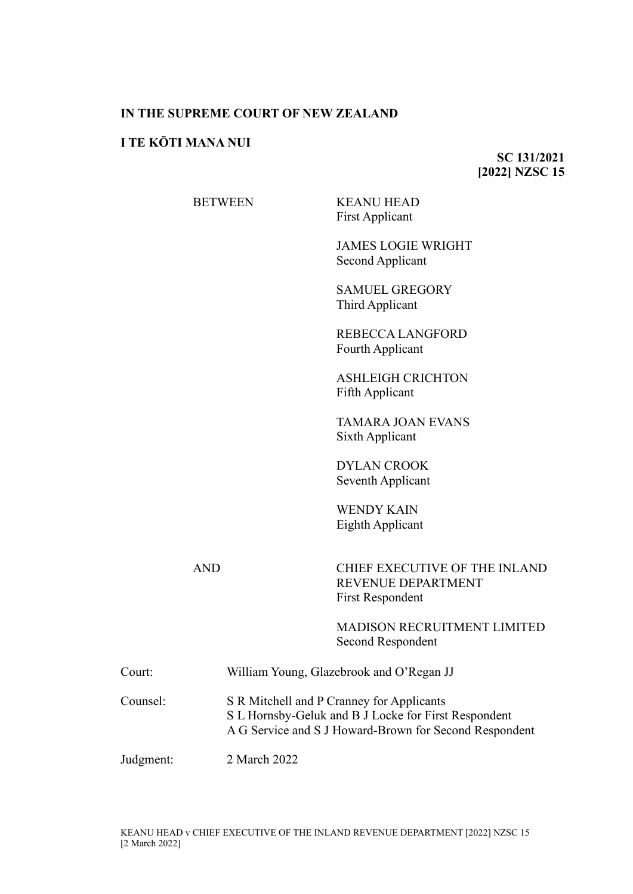**IN THE SUPREME COURT OF NEW ZEALAND**

**I TE KŌTI MANA NUI**

**SC 131/2021**
**[2022] NZSC 15**

BETWEEN

KEANU HEAD
First Applicant

JAMES LOGIE WRIGHT
Second Applicant

SAMUEL GREGORY
Third Applicant

REBECCA LANGFORD
Fourth Applicant

ASHLEIGH CRICHTON
Fifth Applicant

TAMARA JOAN EVANS
Sixth Applicant

DYLAN CROOK
Seventh Applicant

WENDY KAIN
Eighth Applicant

AND

CHIEF EXECUTIVE OF THE INLAND REVENUE DEPARTMENT
First Respondent

MADISON RECRUITMENT LIMITED
Second Respondent

Court: William Young, Glazebrook and O'Regan JJ

Counsel: S R Mitchell and P Cranney for Applicants
S L Hornsby-Geluk and B J Locke for First Respondent
A G Service and S J Howard-Brown for Second Respondent

Judgment: 2 March 2022

KEANU HEAD v CHIEF EXECUTIVE OF THE INLAND REVENUE DEPARTMENT [2022] NZSC 15 [2 March 2022]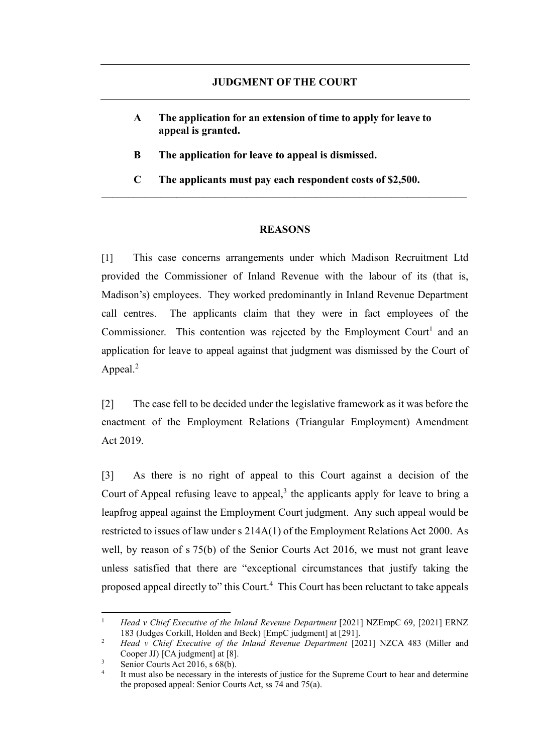## JUDGMENT OF THE COURT

**A The application for an extension of time to apply for leave to appeal is granted.**

**B The application for leave to appeal is dismissed.**

**C The applicants must pay each respondent costs of $2,500.**

---

## REASONS

[1] This case concerns arrangements under which Madison Recruitment Ltd provided the Commissioner of Inland Revenue with the labour of its (that is, Madison's) employees. They worked predominantly in Inland Revenue Department call centres. The applicants claim that they were in fact employees of the Commissioner. This contention was rejected by the Employment Court[1] and an application for leave to appeal against that judgment was dismissed by the Court of Appeal.[2]

[2] The case fell to be decided under the legislative framework as it was before the enactment of the Employment Relations (Triangular Employment) Amendment Act 2019.

[3] As there is no right of appeal to this Court against a decision of the Court of Appeal refusing leave to appeal,[3] the applicants apply for leave to bring a leapfrog appeal against the Employment Court judgment. Any such appeal would be restricted to issues of law under s 214A(1) of the Employment Relations Act 2000. As well, by reason of s 75(b) of the Senior Courts Act 2016, we must not grant leave unless satisfied that there are "exceptional circumstances that justify taking the proposed appeal directly to" this Court.[4] This Court has been reluctant to take appeals

---

[1] *Head v Chief Executive of the Inland Revenue Department* [2021] NZEmpC 69, [2021] ERNZ 183 (Judges Corkill, Holden and Beck) [EmpC judgment] at [291].

[2] *Head v Chief Executive of the Inland Revenue Department* [2021] NZCA 483 (Miller and Cooper JJ) [CA judgment] at [8].

[3] Senior Courts Act 2016, s 68(b).

[4] It must also be necessary in the interests of justice for the Supreme Court to hear and determine the proposed appeal: Senior Courts Act, ss 74 and 75(a).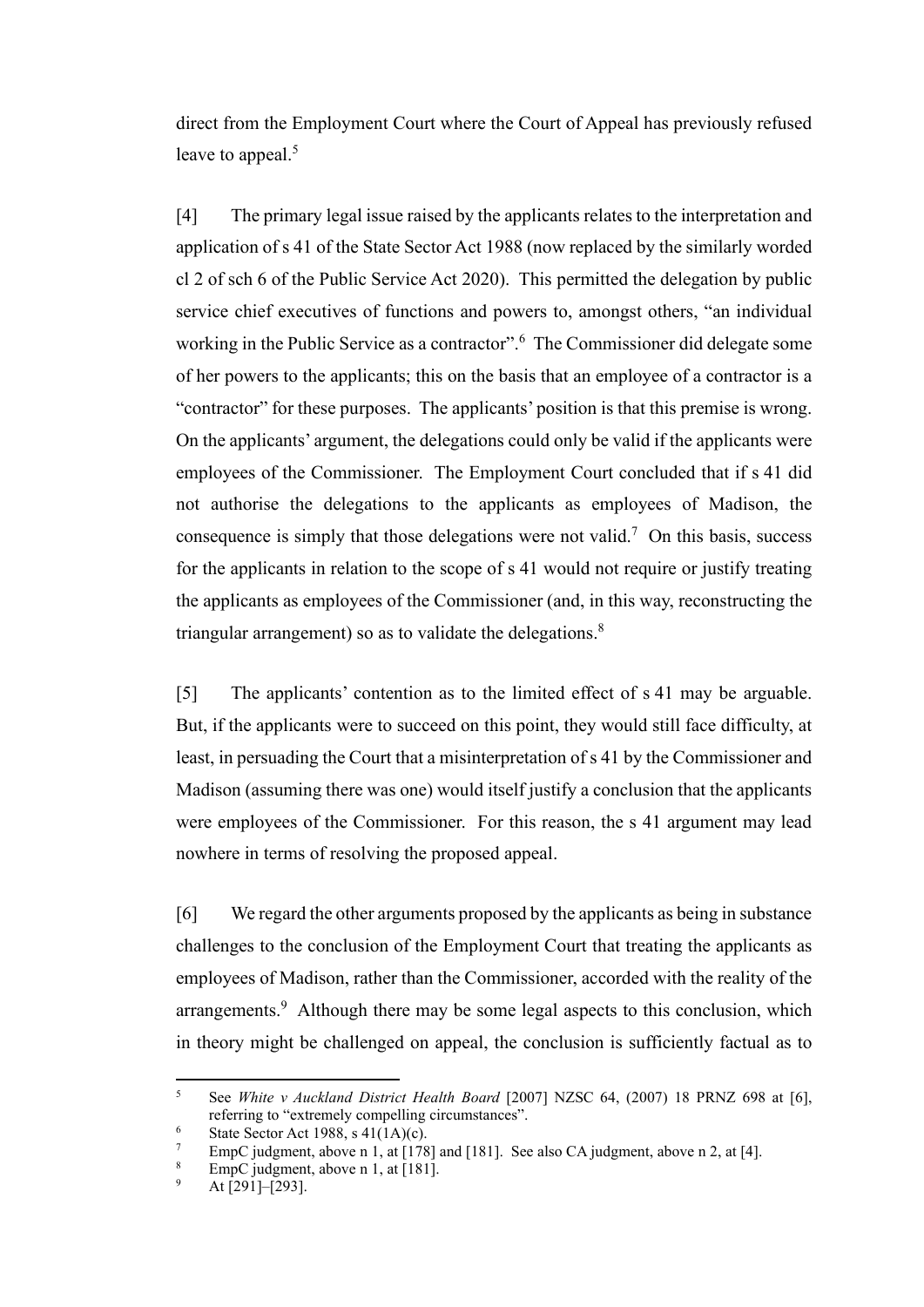direct from the Employment Court where the Court of Appeal has previously refused leave to appeal.[5]

[4] The primary legal issue raised by the applicants relates to the interpretation and application of s 41 of the State Sector Act 1988 (now replaced by the similarly worded cl 2 of sch 6 of the Public Service Act 2020). This permitted the delegation by public service chief executives of functions and powers to, amongst others, "an individual working in the Public Service as a contractor".[6] The Commissioner did delegate some of her powers to the applicants; this on the basis that an employee of a contractor is a "contractor" for these purposes. The applicants' position is that this premise is wrong. On the applicants' argument, the delegations could only be valid if the applicants were employees of the Commissioner. The Employment Court concluded that if s 41 did not authorise the delegations to the applicants as employees of Madison, the consequence is simply that those delegations were not valid.[7] On this basis, success for the applicants in relation to the scope of s 41 would not require or justify treating the applicants as employees of the Commissioner (and, in this way, reconstructing the triangular arrangement) so as to validate the delegations.[8]

[5] The applicants' contention as to the limited effect of s 41 may be arguable. But, if the applicants were to succeed on this point, they would still face difficulty, at least, in persuading the Court that a misinterpretation of s 41 by the Commissioner and Madison (assuming there was one) would itself justify a conclusion that the applicants were employees of the Commissioner. For this reason, the s 41 argument may lead nowhere in terms of resolving the proposed appeal.

[6] We regard the other arguments proposed by the applicants as being in substance challenges to the conclusion of the Employment Court that treating the applicants as employees of Madison, rather than the Commissioner, accorded with the reality of the arrangements.[9] Although there may be some legal aspects to this conclusion, which in theory might be challenged on appeal, the conclusion is sufficiently factual as to

---

[5] See *White v Auckland District Health Board* [2007] NZSC 64, (2007) 18 PRNZ 698 at [6], referring to "extremely compelling circumstances".

[6] State Sector Act 1988, s 41(1A)(c).

[7] EmpC judgment, above n 1, at [178] and [181]. See also CA judgment, above n 2, at [4].

[8] EmpC judgment, above n 1, at [181].

[9] At [291]–[293].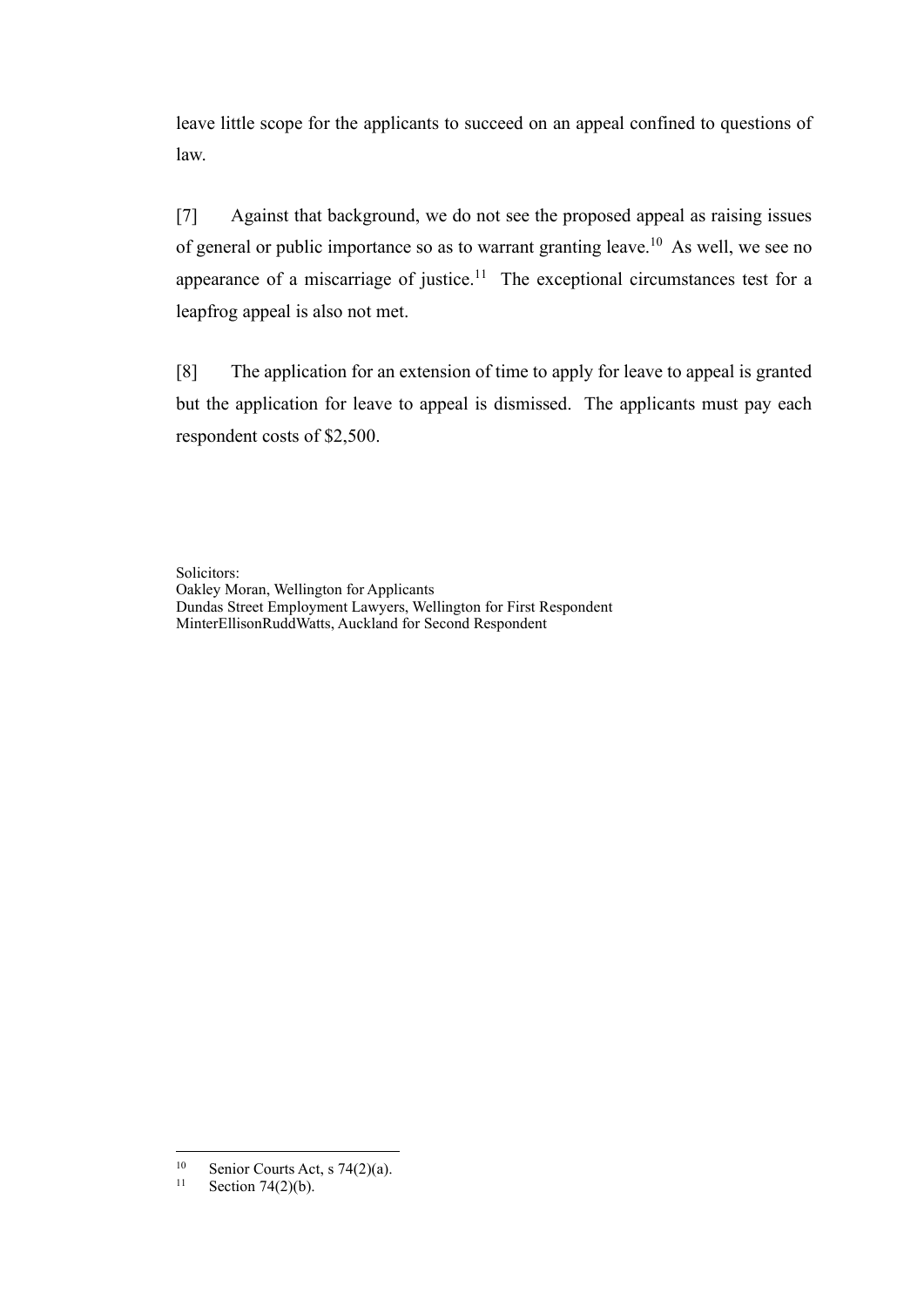leave little scope for the applicants to succeed on an appeal confined to questions of law.

[7] Against that background, we do not see the proposed appeal as raising issues of general or public importance so as to warrant granting leave.[10] As well, we see no appearance of a miscarriage of justice.[11] The exceptional circumstances test for a leapfrog appeal is also not met.

[8] The application for an extension of time to apply for leave to appeal is granted but the application for leave to appeal is dismissed. The applicants must pay each respondent costs of $2,500.

Solicitors:
Oakley Moran, Wellington for Applicants
Dundas Street Employment Lawyers, Wellington for First Respondent
MinterEllisonRuddWatts, Auckland for Second Respondent

---

[10] Senior Courts Act, s 74(2)(a).

[11] Section 74(2)(b).